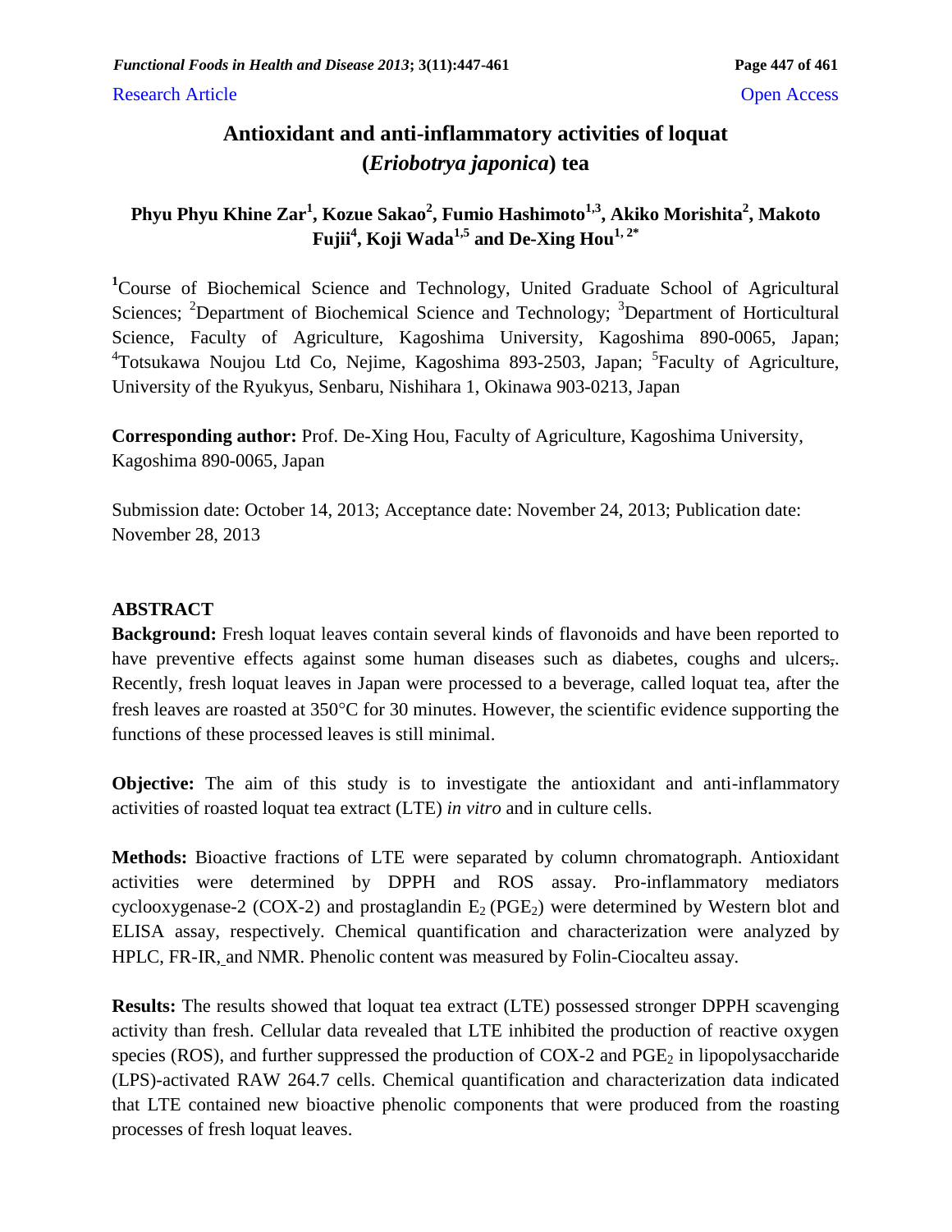Research Article Open Access

# Antioxidant and anti-inflammatory activities of loquat (*Eriobotrya japonica*) tea

**Phyu Phyu Khine Zar[1], Kozue Sakao[2], Fumio Hashimoto[1,3], Akiko Morishita[2], Makoto Fujii[4], Koji Wada[1,5] and De-Xing Hou[1, 2*]**

[1]Course of Biochemical Science and Technology, United Graduate School of Agricultural Sciences; [2]Department of Biochemical Science and Technology; [3]Department of Horticultural Science, Faculty of Agriculture, Kagoshima University, Kagoshima 890-0065, Japan; [4]Totsukawa Noujou Ltd Co, Nejime, Kagoshima 893-2503, Japan; [5]Faculty of Agriculture, University of the Ryukyus, Senbaru, Nishihara 1, Okinawa 903-0213, Japan

**Corresponding author:** Prof. De-Xing Hou, Faculty of Agriculture, Kagoshima University, Kagoshima 890-0065, Japan

Submission date: October 14, 2013; Acceptance date: November 24, 2013; Publication date: November 28, 2013

## ABSTRACT

**Background:** Fresh loquat leaves contain several kinds of flavonoids and have been reported to have preventive effects against some human diseases such as diabetes, coughs and ulcers,. Recently, fresh loquat leaves in Japan were processed to a beverage, called loquat tea, after the fresh leaves are roasted at 350°C for 30 minutes. However, the scientific evidence supporting the functions of these processed leaves is still minimal.

**Objective:** The aim of this study is to investigate the antioxidant and anti-inflammatory activities of roasted loquat tea extract (LTE) *in vitro* and in culture cells.

**Methods:** Bioactive fractions of LTE were separated by column chromatograph. Antioxidant activities were determined by DPPH and ROS assay. Pro-inflammatory mediators cyclooxygenase-2 (COX-2) and prostaglandin $E_2$ ($PGE_2$) were determined by Western blot and ELISA assay, respectively. Chemical quantification and characterization were analyzed by HPLC, FR-IR, and NMR. Phenolic content was measured by Folin-Ciocalteu assay.

**Results:** The results showed that loquat tea extract (LTE) possessed stronger DPPH scavenging activity than fresh. Cellular data revealed that LTE inhibited the production of reactive oxygen species (ROS), and further suppressed the production of COX-2 and $PGE_2$ in lipopolysaccharide (LPS)-activated RAW 264.7 cells. Chemical quantification and characterization data indicated that LTE contained new bioactive phenolic components that were produced from the roasting processes of fresh loquat leaves.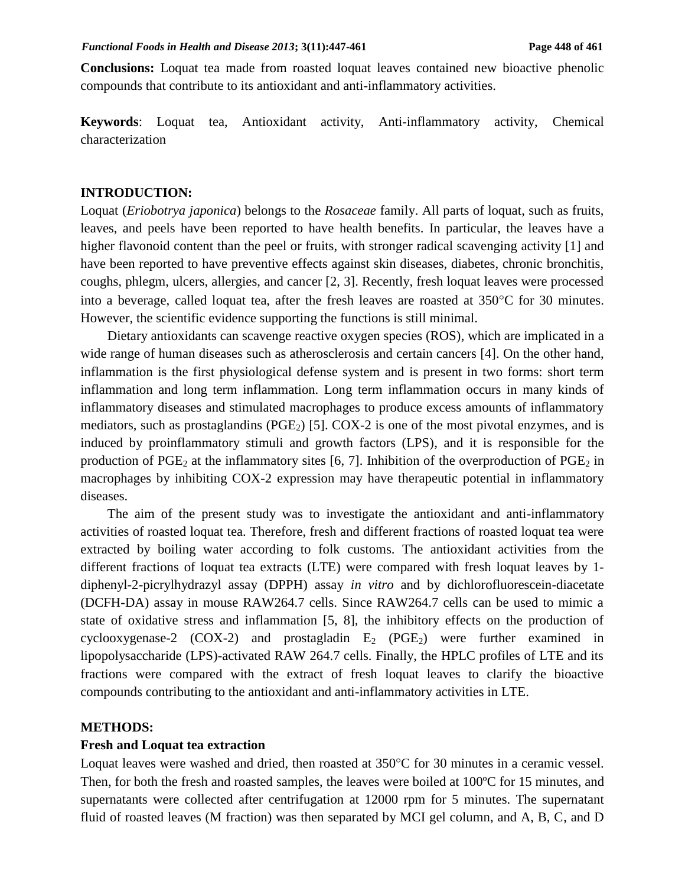**Conclusions:** Loquat tea made from roasted loquat leaves contained new bioactive phenolic compounds that contribute to its antioxidant and anti-inflammatory activities.

**Keywords**: Loquat tea, Antioxidant activity, Anti-inflammatory activity, Chemical characterization

## INTRODUCTION:

Loquat (*Eriobotrya japonica*) belongs to the *Rosaceae* family. All parts of loquat, such as fruits, leaves, and peels have been reported to have health benefits. In particular, the leaves have a higher flavonoid content than the peel or fruits, with stronger radical scavenging activity [1] and have been reported to have preventive effects against skin diseases, diabetes, chronic bronchitis, coughs, phlegm, ulcers, allergies, and cancer [2, 3]. Recently, fresh loquat leaves were processed into a beverage, called loquat tea, after the fresh leaves are roasted at 350°C for 30 minutes. However, the scientific evidence supporting the functions is still minimal.

Dietary antioxidants can scavenge reactive oxygen species (ROS), which are implicated in a wide range of human diseases such as atherosclerosis and certain cancers [4]. On the other hand, inflammation is the first physiological defense system and is present in two forms: short term inflammation and long term inflammation. Long term inflammation occurs in many kinds of inflammatory diseases and stimulated macrophages to produce excess amounts of inflammatory mediators, such as prostaglandins ($PGE_2$) [5]. COX-2 is one of the most pivotal enzymes, and is induced by proinflammatory stimuli and growth factors (LPS), and it is responsible for the production of $PGE_2$ at the inflammatory sites [6, 7]. Inhibition of the overproduction of $PGE_2$ in macrophages by inhibiting COX-2 expression may have therapeutic potential in inflammatory diseases.

The aim of the present study was to investigate the antioxidant and anti-inflammatory activities of roasted loquat tea. Therefore, fresh and different fractions of roasted loquat tea were extracted by boiling water according to folk customs. The antioxidant activities from the different fractions of loquat tea extracts (LTE) were compared with fresh loquat leaves by 1-diphenyl-2-picrylhydrazyl assay (DPPH) assay *in vitro* and by dichlorofluorescein-diacetate (DCFH-DA) assay in mouse RAW264.7 cells. Since RAW264.7 cells can be used to mimic a state of oxidative stress and inflammation [5, 8], the inhibitory effects on the production of cyclooxygenase-2 (COX-2) and prostagladin $E_2$ ($PGE_2$) were further examined in lipopolysaccharide (LPS)-activated RAW 264.7 cells. Finally, the HPLC profiles of LTE and its fractions were compared with the extract of fresh loquat leaves to clarify the bioactive compounds contributing to the antioxidant and anti-inflammatory activities in LTE.

## METHODS:

### Fresh and Loquat tea extraction

Loquat leaves were washed and dried, then roasted at 350°C for 30 minutes in a ceramic vessel. Then, for both the fresh and roasted samples, the leaves were boiled at 100ºC for 15 minutes, and supernatants were collected after centrifugation at 12000 rpm for 5 minutes. The supernatant fluid of roasted leaves (M fraction) was then separated by MCI gel column, and A, B, C, and D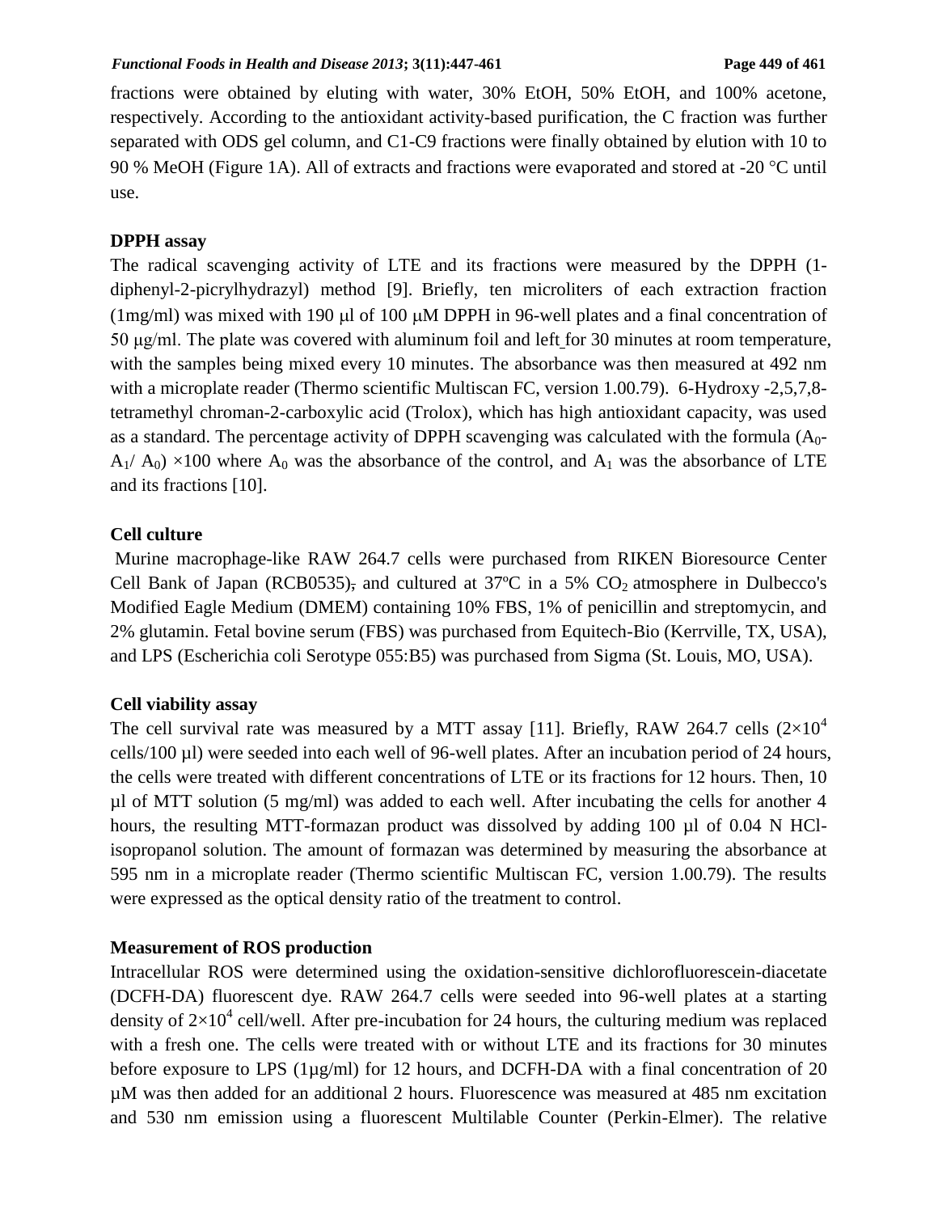fractions were obtained by eluting with water, 30% EtOH, 50% EtOH, and 100% acetone, respectively. According to the antioxidant activity-based purification, the C fraction was further separated with ODS gel column, and C1-C9 fractions were finally obtained by elution with 10 to 90 % MeOH (Figure 1A). All of extracts and fractions were evaporated and stored at -20 °C until use.

**DPPH assay**

The radical scavenging activity of LTE and its fractions were measured by the DPPH (1-diphenyl-2-picrylhydrazyl) method [9]. Briefly, ten microliters of each extraction fraction (1mg/ml) was mixed with 190 μl of 100 μM DPPH in 96-well plates and a final concentration of 50 μg/ml. The plate was covered with aluminum foil and left for 30 minutes at room temperature, with the samples being mixed every 10 minutes. The absorbance was then measured at 492 nm with a microplate reader (Thermo scientific Multiscan FC, version 1.00.79). 6-Hydroxy -2,5,7,8-tetramethyl chroman-2-carboxylic acid (Trolox), which has high antioxidant capacity, was used as a standard. The percentage activity of DPPH scavenging was calculated with the formula ($A_0$-$A_1$/ $A_0$) ×100 where $A_0$ was the absorbance of the control, and $A_1$ was the absorbance of LTE and its fractions [10].

**Cell culture**

Murine macrophage-like RAW 264.7 cells were purchased from RIKEN Bioresource Center Cell Bank of Japan (RCB0535), and cultured at 37ºC in a 5% $CO_2$ atmosphere in Dulbecco's Modified Eagle Medium (DMEM) containing 10% FBS, 1% of penicillin and streptomycin, and 2% glutamin. Fetal bovine serum (FBS) was purchased from Equitech-Bio (Kerrville, TX, USA), and LPS (Escherichia coli Serotype 055:B5) was purchased from Sigma (St. Louis, MO, USA).

**Cell viability assay**

The cell survival rate was measured by a MTT assay [11]. Briefly, RAW 264.7 cells ($2\times10^4$ cells/100 µl) were seeded into each well of 96-well plates. After an incubation period of 24 hours, the cells were treated with different concentrations of LTE or its fractions for 12 hours. Then, 10 µl of MTT solution (5 mg/ml) was added to each well. After incubating the cells for another 4 hours, the resulting MTT-formazan product was dissolved by adding 100 µl of 0.04 N HCl-isopropanol solution. The amount of formazan was determined by measuring the absorbance at 595 nm in a microplate reader (Thermo scientific Multiscan FC, version 1.00.79). The results were expressed as the optical density ratio of the treatment to control.

**Measurement of ROS production**

Intracellular ROS were determined using the oxidation-sensitive dichlorofluorescein-diacetate (DCFH-DA) fluorescent dye. RAW 264.7 cells were seeded into 96-well plates at a starting density of $2\times10^4$ cell/well. After pre-incubation for 24 hours, the culturing medium was replaced with a fresh one. The cells were treated with or without LTE and its fractions for 30 minutes before exposure to LPS (1µg/ml) for 12 hours, and DCFH-DA with a final concentration of 20 µM was then added for an additional 2 hours. Fluorescence was measured at 485 nm excitation and 530 nm emission using a fluorescent Multilable Counter (Perkin-Elmer). The relative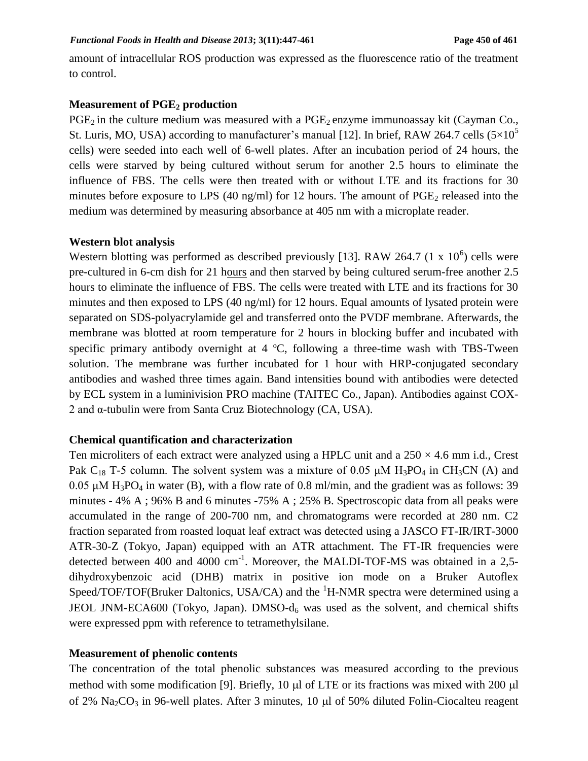amount of intracellular ROS production was expressed as the fluorescence ratio of the treatment to control.

### Measurement of $PGE_2$ production

$PGE_2$ in the culture medium was measured with a $PGE_2$ enzyme immunoassay kit (Cayman Co., St. Luris, MO, USA) according to manufacturer's manual [12]. In brief, RAW 264.7 cells ($5\times10^5$ cells) were seeded into each well of 6-well plates. After an incubation period of 24 hours, the cells were starved by being cultured without serum for another 2.5 hours to eliminate the influence of FBS. The cells were then treated with or without LTE and its fractions for 30 minutes before exposure to LPS (40 ng/ml) for 12 hours. The amount of $PGE_2$ released into the medium was determined by measuring absorbance at 405 nm with a microplate reader.

### Western blot analysis

Western blotting was performed as described previously [13]. RAW 264.7 ($1 \times 10^6$) cells were pre-cultured in 6-cm dish for 21 hours and then starved by being cultured serum-free another 2.5 hours to eliminate the influence of FBS. The cells were treated with LTE and its fractions for 30 minutes and then exposed to LPS (40 ng/ml) for 12 hours. Equal amounts of lysated protein were separated on SDS-polyacrylamide gel and transferred onto the PVDF membrane. Afterwards, the membrane was blotted at room temperature for 2 hours in blocking buffer and incubated with specific primary antibody overnight at 4 ºC, following a three-time wash with TBS-Tween solution. The membrane was further incubated for 1 hour with HRP-conjugated secondary antibodies and washed three times again. Band intensities bound with antibodies were detected by ECL system in a luminivision PRO machine (TAITEC Co., Japan). Antibodies against COX-2 and α-tubulin were from Santa Cruz Biotechnology (CA, USA).

### Chemical quantification and characterization

Ten microliters of each extract were analyzed using a HPLC unit and a $250 \times 4.6$ mm i.d., Crest Pak $C_{18}$ T-5 column. The solvent system was a mixture of 0.05 μM $H_3PO_4$ in $CH_3CN$ (A) and 0.05 μM $H_3PO_4$ in water (B), with a flow rate of 0.8 ml/min, and the gradient was as follows: 39 minutes - 4% A ; 96% B and 6 minutes -75% A ; 25% B. Spectroscopic data from all peaks were accumulated in the range of 200-700 nm, and chromatograms were recorded at 280 nm. C2 fraction separated from roasted loquat leaf extract was detected using a JASCO FT-IR/IRT-3000 ATR-30-Z (Tokyo, Japan) equipped with an ATR attachment. The FT-IR frequencies were detected between 400 and 4000 $cm^{-1}$. Moreover, the MALDI-TOF-MS was obtained in a 2,5-dihydroxybenzoic acid (DHB) matrix in positive ion mode on a Bruker Autoflex Speed/TOF/TOF(Bruker Daltonics, USA/CA) and the $^1$H-NMR spectra were determined using a JEOL JNM-ECA600 (Tokyo, Japan). DMSO-$d_6$ was used as the solvent, and chemical shifts were expressed ppm with reference to tetramethylsilane.

### Measurement of phenolic contents

The concentration of the total phenolic substances was measured according to the previous method with some modification [9]. Briefly, 10 μl of LTE or its fractions was mixed with 200 μl of 2% $Na_2CO_3$ in 96-well plates. After 3 minutes, 10 μl of 50% diluted Folin-Ciocalteu reagent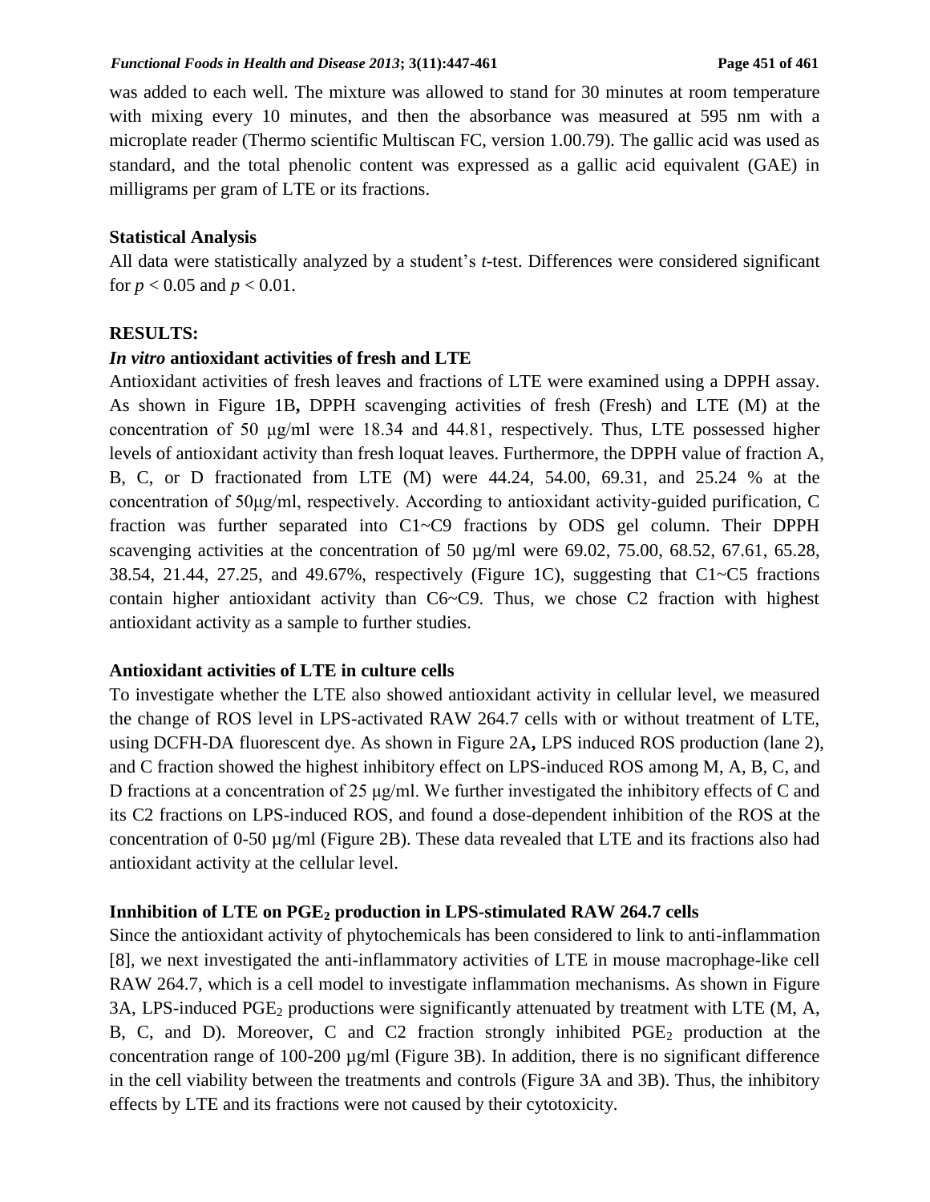was added to each well. The mixture was allowed to stand for 30 minutes at room temperature with mixing every 10 minutes, and then the absorbance was measured at 595 nm with a microplate reader (Thermo scientific Multiscan FC, version 1.00.79). The gallic acid was used as standard, and the total phenolic content was expressed as a gallic acid equivalent (GAE) in milligrams per gram of LTE or its fractions.

### Statistical Analysis

All data were statistically analyzed by a student's *t*-test. Differences were considered significant for $p < 0.05$ and $p < 0.01$.

## RESULTS:

### *In vitro* antioxidant activities of fresh and LTE

Antioxidant activities of fresh leaves and fractions of LTE were examined using a DPPH assay. As shown in Figure 1B**,** DPPH scavenging activities of fresh (Fresh) and LTE (M) at the concentration of 50 µg/ml were 18.34 and 44.81, respectively. Thus, LTE possessed higher levels of antioxidant activity than fresh loquat leaves. Furthermore, the DPPH value of fraction A, B, C, or D fractionated from LTE (M) were 44.24, 54.00, 69.31, and 25.24 % at the concentration of 50µg/ml, respectively. According to antioxidant activity-guided purification, C fraction was further separated into C1~C9 fractions by ODS gel column. Their DPPH scavenging activities at the concentration of 50 µg/ml were 69.02, 75.00, 68.52, 67.61, 65.28, 38.54, 21.44, 27.25, and 49.67%, respectively (Figure 1C), suggesting that C1~C5 fractions contain higher antioxidant activity than C6~C9. Thus, we chose C2 fraction with highest antioxidant activity as a sample to further studies.

### Antioxidant activities of LTE in culture cells

To investigate whether the LTE also showed antioxidant activity in cellular level, we measured the change of ROS level in LPS-activated RAW 264.7 cells with or without treatment of LTE, using DCFH-DA fluorescent dye. As shown in Figure 2A**,** LPS induced ROS production (lane 2), and C fraction showed the highest inhibitory effect on LPS-induced ROS among M, A, B, C, and D fractions at a concentration of 25 µg/ml. We further investigated the inhibitory effects of C and its C2 fractions on LPS-induced ROS, and found a dose-dependent inhibition of the ROS at the concentration of 0-50 µg/ml (Figure 2B). These data revealed that LTE and its fractions also had antioxidant activity at the cellular level.

### Innhibition of LTE on $PGE_2$ production in LPS-stimulated RAW 264.7 cells

Since the antioxidant activity of phytochemicals has been considered to link to anti-inflammation [8], we next investigated the anti-inflammatory activities of LTE in mouse macrophage-like cell RAW 264.7, which is a cell model to investigate inflammation mechanisms. As shown in Figure 3A, LPS-induced $PGE_2$ productions were significantly attenuated by treatment with LTE (M, A, B, C, and D). Moreover, C and C2 fraction strongly inhibited $PGE_2$ production at the concentration range of 100-200 µg/ml (Figure 3B). In addition, there is no significant difference in the cell viability between the treatments and controls (Figure 3A and 3B). Thus, the inhibitory effects by LTE and its fractions were not caused by their cytotoxicity.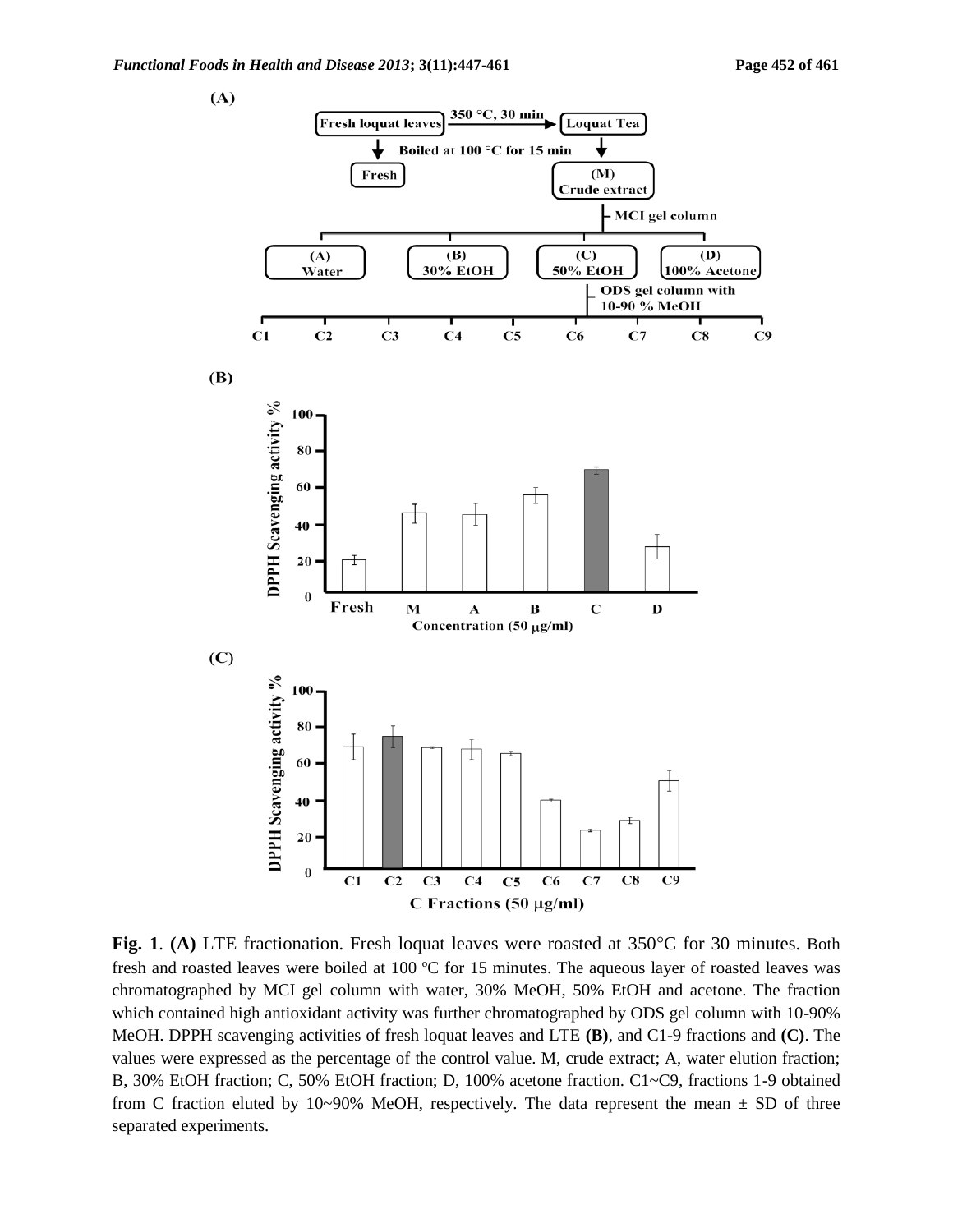**Fig. 1**. **(A)** LTE fractionation. Fresh loquat leaves were roasted at 350°C for 30 minutes. Both fresh and roasted leaves were boiled at 100 ºC for 15 minutes. The aqueous layer of roasted leaves was chromatographed by MCI gel column with water, 30% MeOH, 50% EtOH and acetone. The fraction which contained high antioxidant activity was further chromatographed by ODS gel column with 10-90% MeOH. DPPH scavenging activities of fresh loquat leaves and LTE **(B)**, and C1-9 fractions and **(C)**. The values were expressed as the percentage of the control value. M, crude extract; A, water elution fraction; B, 30% EtOH fraction; C, 50% EtOH fraction; D, 100% acetone fraction. C1~C9, fractions 1-9 obtained from C fraction eluted by 10~90% MeOH, respectively. The data represent the mean ± SD of three separated experiments.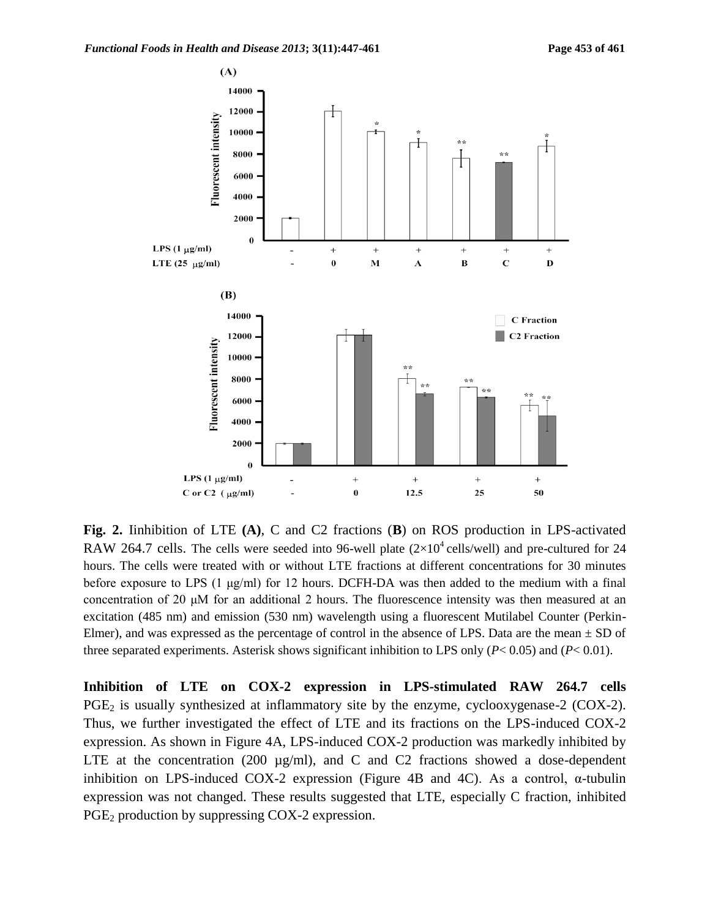**Fig. 2.** Iinhibition of LTE **(A)**, C and C2 fractions (**B**) on ROS production in LPS-activated RAW 264.7 cells. The cells were seeded into 96-well plate ($2\times10^4$ cells/well) and pre-cultured for 24 hours. The cells were treated with or without LTE fractions at different concentrations for 30 minutes before exposure to LPS (1 μg/ml) for 12 hours. DCFH-DA was then added to the medium with a final concentration of 20 μM for an additional 2 hours. The fluorescence intensity was then measured at an excitation (485 nm) and emission (530 nm) wavelength using a fluorescent Mutilabel Counter (Perkin-Elmer), and was expressed as the percentage of control in the absence of LPS. Data are the mean ± SD of three separated experiments. Asterisk shows significant inhibition to LPS only ($P< 0.05$) and ($P< 0.01$).

**Inhibition of LTE on COX-2 expression in LPS-stimulated RAW 264.7 cells** $PGE_2$ is usually synthesized at inflammatory site by the enzyme, cyclooxygenase-2 (COX-2). Thus, we further investigated the effect of LTE and its fractions on the LPS-induced COX-2 expression. As shown in Figure 4A, LPS-induced COX-2 production was markedly inhibited by LTE at the concentration (200 μg/ml), and C and C2 fractions showed a dose-dependent inhibition on LPS-induced COX-2 expression (Figure 4B and 4C). As a control, α-tubulin expression was not changed. These results suggested that LTE, especially C fraction, inhibited $PGE_2$ production by suppressing COX-2 expression.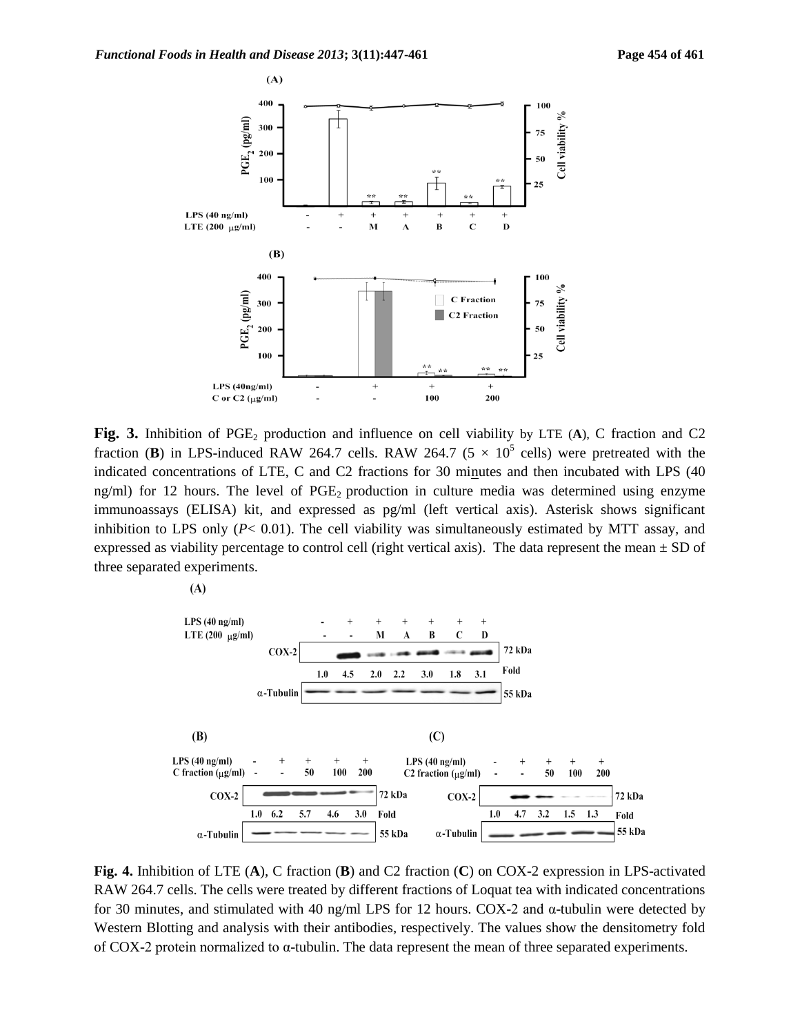**Fig. 3.** Inhibition of $PGE_2$ production and influence on cell viability by LTE (**A**), C fraction and C2 fraction (**B**) in LPS-induced RAW 264.7 cells. RAW 264.7 ($5 \times 10^5$ cells) were pretreated with the indicated concentrations of LTE, C and C2 fractions for 30 minutes and then incubated with LPS (40 ng/ml) for 12 hours. The level of $PGE_2$ production in culture media was determined using enzyme immunoassays (ELISA) kit, and expressed as pg/ml (left vertical axis). Asterisk shows significant inhibition to LPS only ($P < 0.01$). The cell viability was simultaneously estimated by MTT assay, and expressed as viability percentage to control cell (right vertical axis). The data represent the mean ± SD of three separated experiments.

**Fig. 4.** Inhibition of LTE (**A**), C fraction (**B**) and C2 fraction (**C**) on COX-2 expression in LPS-activated RAW 264.7 cells. The cells were treated by different fractions of Loquat tea with indicated concentrations for 30 minutes, and stimulated with 40 ng/ml LPS for 12 hours. COX-2 and α-tubulin were detected by Western Blotting and analysis with their antibodies, respectively. The values show the densitometry fold of COX-2 protein normalized to α-tubulin. The data represent the mean of three separated experiments.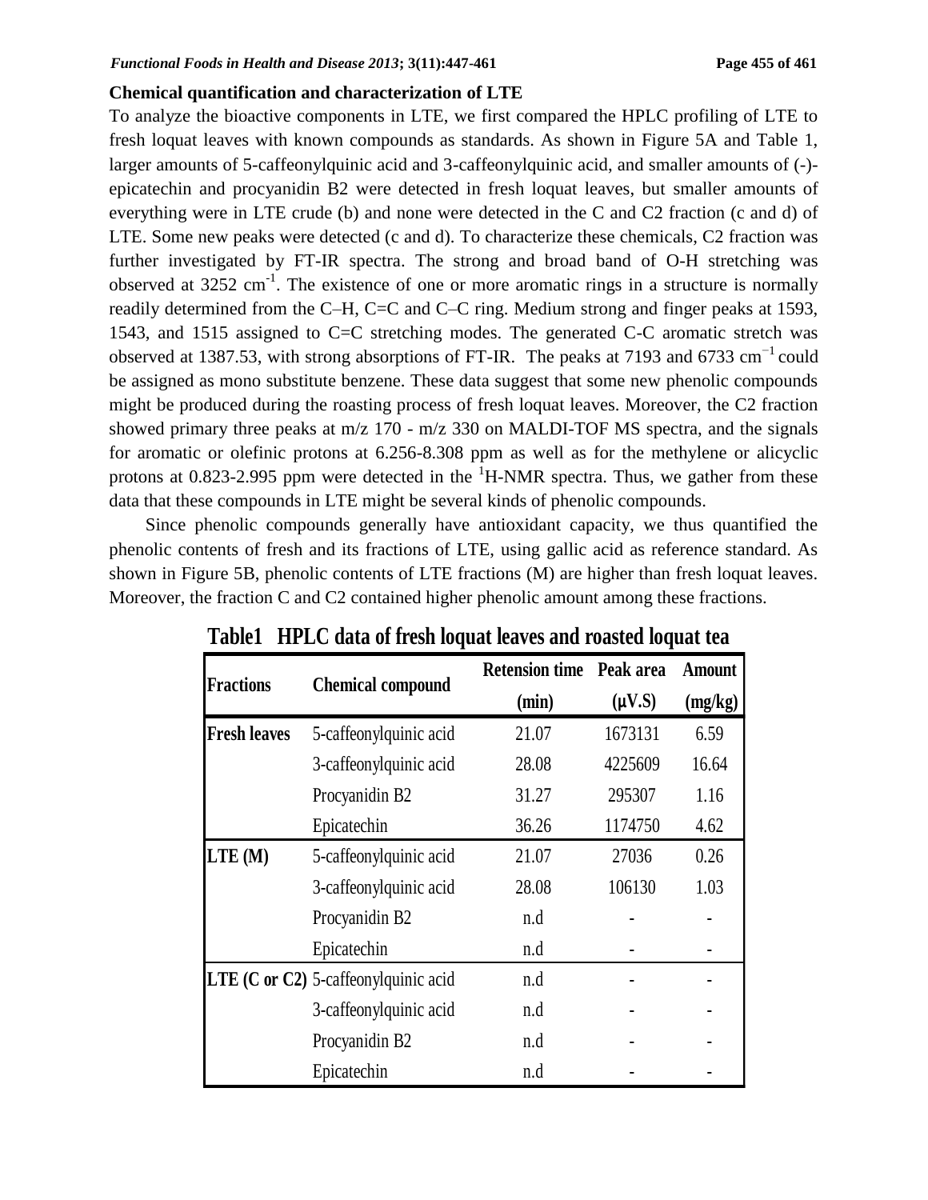**Chemical quantification and characterization of LTE**

To analyze the bioactive components in LTE, we first compared the HPLC profiling of LTE to fresh loquat leaves with known compounds as standards. As shown in Figure 5A and Table 1, larger amounts of 5-caffeonylquinic acid and 3-caffeonylquinic acid, and smaller amounts of (-)-epicatechin and procyanidin B2 were detected in fresh loquat leaves, but smaller amounts of everything were in LTE crude (b) and none were detected in the C and C2 fraction (c and d) of LTE. Some new peaks were detected (c and d). To characterize these chemicals, C2 fraction was further investigated by FT-IR spectra. The strong and broad band of O-H stretching was observed at 3252 $cm^{-1}$. The existence of one or more aromatic rings in a structure is normally readily determined from the C–H, C=C and C–C ring. Medium strong and finger peaks at 1593, 1543, and 1515 assigned to C=C stretching modes. The generated C-C aromatic stretch was observed at 1387.53, with strong absorptions of FT-IR. The peaks at 7193 and 6733 $cm^{-1}$ could be assigned as mono substitute benzene. These data suggest that some new phenolic compounds might be produced during the roasting process of fresh loquat leaves. Moreover, the C2 fraction showed primary three peaks at m/z 170 - m/z 330 on MALDI-TOF MS spectra, and the signals for aromatic or olefinic protons at 6.256-8.308 ppm as well as for the methylene or alicyclic protons at 0.823-2.995 ppm were detected in the $^{1}$H-NMR spectra. Thus, we gather from these data that these compounds in LTE might be several kinds of phenolic compounds.

Since phenolic compounds generally have antioxidant capacity, we thus quantified the phenolic contents of fresh and its fractions of LTE, using gallic acid as reference standard. As shown in Figure 5B, phenolic contents of LTE fractions (M) are higher than fresh loquat leaves. Moreover, the fraction C and C2 contained higher phenolic amount among these fractions.

**Table1 HPLC data of fresh loquat leaves and roasted loquat tea**

| Fractions | Chemical compound | Retension time (min) | Peak area (μV.S) | Amount (mg/kg) |
|---|---|---|---|---|
| Fresh leaves | 5-caffeonylquinic acid | 21.07 | 1673131 | 6.59 |
| | 3-caffeonylquinic acid | 28.08 | 4225609 | 16.64 |
| | Procyanidin B2 | 31.27 | 295307 | 1.16 |
| | Epicatechin | 36.26 | 1174750 | 4.62 |
| LTE (M) | 5-caffeonylquinic acid | 21.07 | 27036 | 0.26 |
| | 3-caffeonylquinic acid | 28.08 | 106130 | 1.03 |
| | Procyanidin B2 | n.d | - | - |
| | Epicatechin | n.d | - | - |
| LTE (C or C2) | 5-caffeonylquinic acid | n.d | - | - |
| | 3-caffeonylquinic acid | n.d | - | - |
| | Procyanidin B2 | n.d | - | - |
| | Epicatechin | n.d | - | - |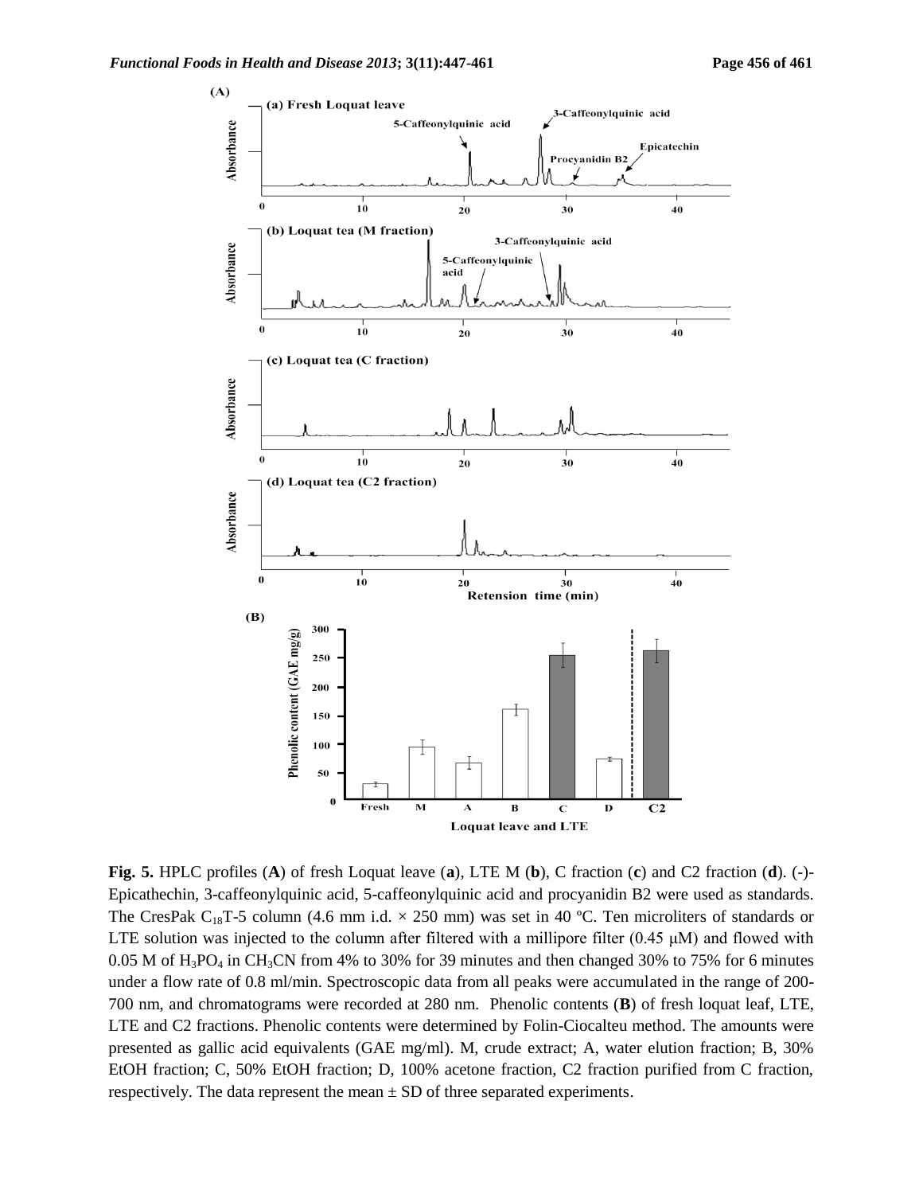**Fig. 5.** HPLC profiles (**A**) of fresh Loquat leave (**a**), LTE M (**b**), C fraction (**c**) and C2 fraction (**d**). (-)-Epicathechin, 3-caffeonylquinic acid, 5-caffeonylquinic acid and procyanidin B2 were used as standards. The CresPak $C_{18}$T-5 column (4.6 mm i.d. × 250 mm) was set in 40 ºC. Ten microliters of standards or LTE solution was injected to the column after filtered with a millipore filter (0.45 μM) and flowed with 0.05 M of $H_3PO_4$ in $CH_3CN$ from 4% to 30% for 39 minutes and then changed 30% to 75% for 6 minutes under a flow rate of 0.8 ml/min. Spectroscopic data from all peaks were accumulated in the range of 200-700 nm, and chromatograms were recorded at 280 nm. Phenolic contents (**B**) of fresh loquat leaf, LTE, LTE and C2 fractions. Phenolic contents were determined by Folin-Ciocalteu method. The amounts were presented as gallic acid equivalents (GAE mg/ml). M, crude extract; A, water elution fraction; B, 30% EtOH fraction; C, 50% EtOH fraction; D, 100% acetone fraction, C2 fraction purified from C fraction, respectively. The data represent the mean ± SD of three separated experiments.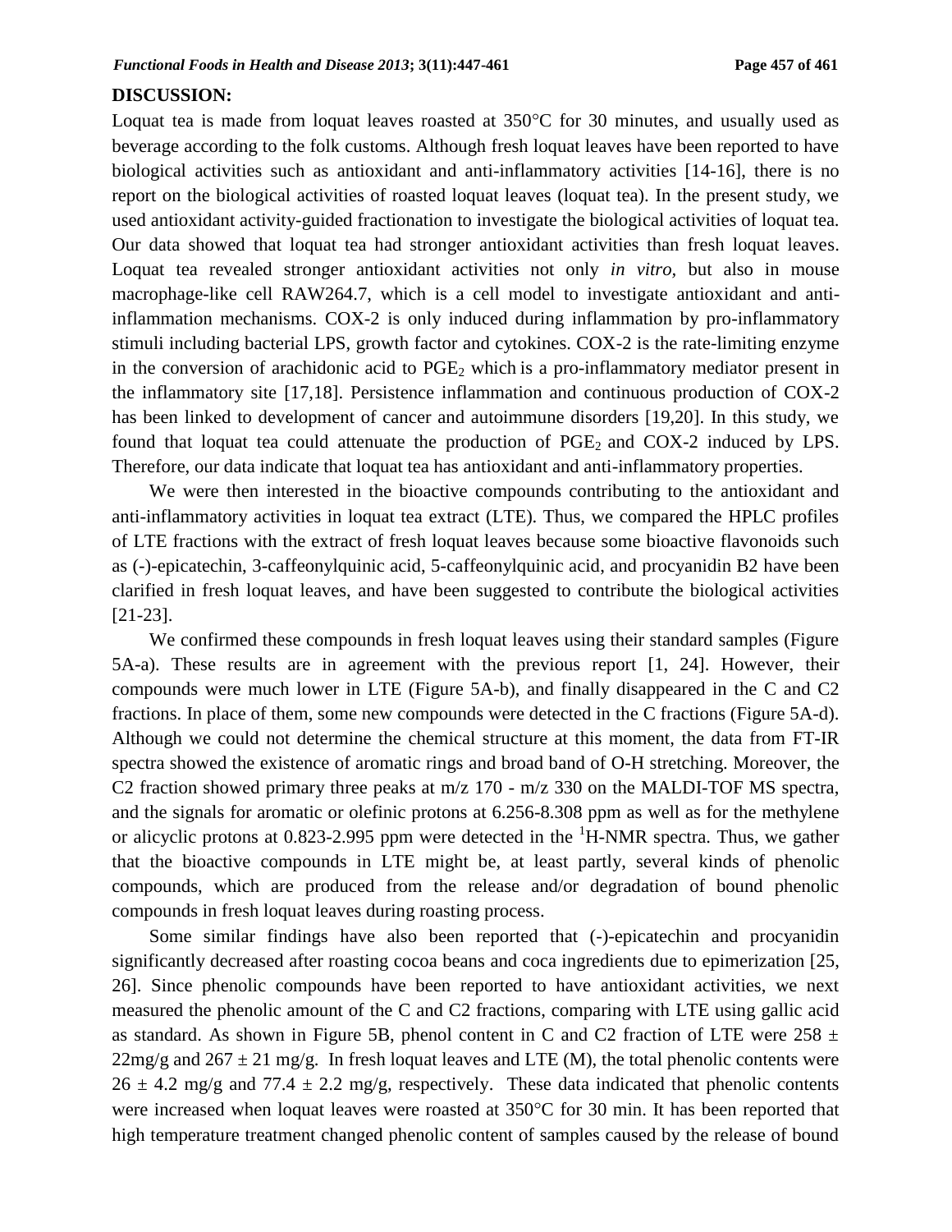## DISCUSSION:

Loquat tea is made from loquat leaves roasted at 350°C for 30 minutes, and usually used as beverage according to the folk customs. Although fresh loquat leaves have been reported to have biological activities such as antioxidant and anti-inflammatory activities [14-16], there is no report on the biological activities of roasted loquat leaves (loquat tea). In the present study, we used antioxidant activity-guided fractionation to investigate the biological activities of loquat tea. Our data showed that loquat tea had stronger antioxidant activities than fresh loquat leaves. Loquat tea revealed stronger antioxidant activities not only *in vitro*, but also in mouse macrophage-like cell RAW264.7, which is a cell model to investigate antioxidant and anti-inflammation mechanisms. COX-2 is only induced during inflammation by pro-inflammatory stimuli including bacterial LPS, growth factor and cytokines. COX-2 is the rate-limiting enzyme in the conversion of arachidonic acid to $PGE_2$ which is a pro-inflammatory mediator present in the inflammatory site [17,18]. Persistence inflammation and continuous production of COX-2 has been linked to development of cancer and autoimmune disorders [19,20]. In this study, we found that loquat tea could attenuate the production of $PGE_2$ and COX-2 induced by LPS. Therefore, our data indicate that loquat tea has antioxidant and anti-inflammatory properties.

We were then interested in the bioactive compounds contributing to the antioxidant and anti-inflammatory activities in loquat tea extract (LTE). Thus, we compared the HPLC profiles of LTE fractions with the extract of fresh loquat leaves because some bioactive flavonoids such as (-)-epicatechin, 3-caffeonylquinic acid, 5-caffeonylquinic acid, and procyanidin B2 have been clarified in fresh loquat leaves, and have been suggested to contribute the biological activities [21-23].

We confirmed these compounds in fresh loquat leaves using their standard samples (Figure 5A-a). These results are in agreement with the previous report [1, 24]. However, their compounds were much lower in LTE (Figure 5A-b), and finally disappeared in the C and C2 fractions. In place of them, some new compounds were detected in the C fractions (Figure 5A-d). Although we could not determine the chemical structure at this moment, the data from FT-IR spectra showed the existence of aromatic rings and broad band of O-H stretching. Moreover, the C2 fraction showed primary three peaks at m/z 170 - m/z 330 on the MALDI-TOF MS spectra, and the signals for aromatic or olefinic protons at 6.256-8.308 ppm as well as for the methylene or alicyclic protons at 0.823-2.995 ppm were detected in the $^{1}$H-NMR spectra. Thus, we gather that the bioactive compounds in LTE might be, at least partly, several kinds of phenolic compounds, which are produced from the release and/or degradation of bound phenolic compounds in fresh loquat leaves during roasting process.

Some similar findings have also been reported that (-)-epicatechin and procyanidin significantly decreased after roasting cocoa beans and coca ingredients due to epimerization [25, 26]. Since phenolic compounds have been reported to have antioxidant activities, we next measured the phenolic amount of the C and C2 fractions, comparing with LTE using gallic acid as standard. As shown in Figure 5B, phenol content in C and C2 fraction of LTE were $258 \pm 22$mg/g and $267 \pm 21$ mg/g. In fresh loquat leaves and LTE (M), the total phenolic contents were $26 \pm 4.2$ mg/g and $77.4 \pm 2.2$ mg/g, respectively. These data indicated that phenolic contents were increased when loquat leaves were roasted at 350°C for 30 min. It has been reported that high temperature treatment changed phenolic content of samples caused by the release of bound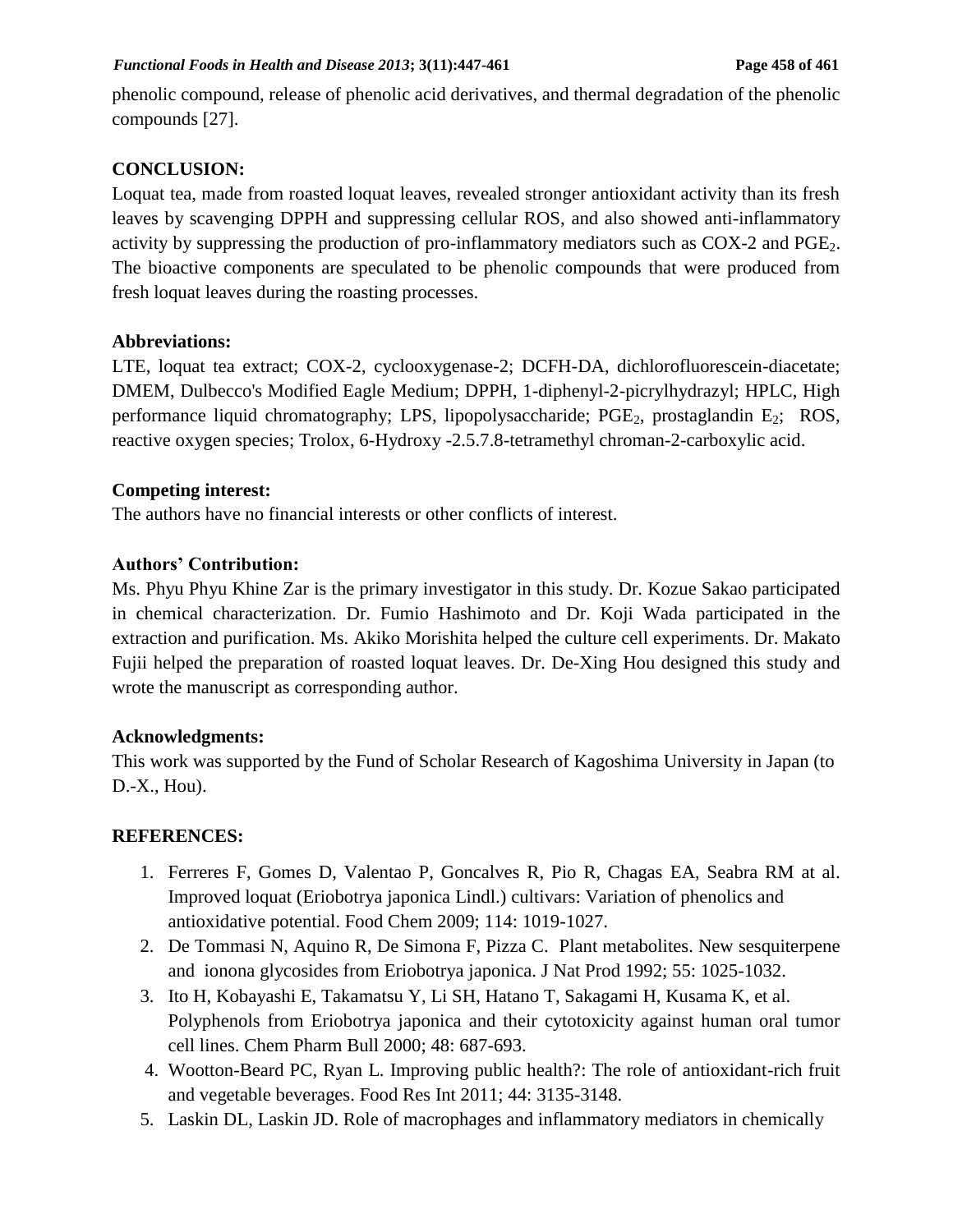phenolic compound, release of phenolic acid derivatives, and thermal degradation of the phenolic compounds [27].

## CONCLUSION:

Loquat tea, made from roasted loquat leaves, revealed stronger antioxidant activity than its fresh leaves by scavenging DPPH and suppressing cellular ROS, and also showed anti-inflammatory activity by suppressing the production of pro-inflammatory mediators such as COX-2 and $PGE_2$. The bioactive components are speculated to be phenolic compounds that were produced from fresh loquat leaves during the roasting processes.

## Abbreviations:

LTE, loquat tea extract; COX-2, cyclooxygenase-2; DCFH-DA, dichlorofluorescein-diacetate; DMEM, Dulbecco's Modified Eagle Medium; DPPH, 1-diphenyl-2-picrylhydrazyl; HPLC, High performance liquid chromatography; LPS, lipopolysaccharide; $PGE_2$, prostaglandin $E_2$; ROS, reactive oxygen species; Trolox, 6-Hydroxy -2.5.7.8-tetramethyl chroman-2-carboxylic acid.

## Competing interest:

The authors have no financial interests or other conflicts of interest.

## Authors' Contribution:

Ms. Phyu Phyu Khine Zar is the primary investigator in this study. Dr. Kozue Sakao participated in chemical characterization. Dr. Fumio Hashimoto and Dr. Koji Wada participated in the extraction and purification. Ms. Akiko Morishita helped the culture cell experiments. Dr. Makato Fujii helped the preparation of roasted loquat leaves. Dr. De-Xing Hou designed this study and wrote the manuscript as corresponding author.

## Acknowledgments:

This work was supported by the Fund of Scholar Research of Kagoshima University in Japan (to D.-X., Hou).

## REFERENCES:

1. Ferreres F, Gomes D, Valentao P, Goncalves R, Pio R, Chagas EA, Seabra RM at al. Improved loquat (Eriobotrya japonica Lindl.) cultivars: Variation of phenolics and antioxidative potential. Food Chem 2009; 114: 1019-1027.
2. De Tommasi N, Aquino R, De Simona F, Pizza C. Plant metabolites. New sesquiterpene and ionona glycosides from Eriobotrya japonica. J Nat Prod 1992; 55: 1025-1032.
3. Ito H, Kobayashi E, Takamatsu Y, Li SH, Hatano T, Sakagami H, Kusama K, et al. Polyphenols from Eriobotrya japonica and their cytotoxicity against human oral tumor cell lines. Chem Pharm Bull 2000; 48: 687-693.
4. Wootton-Beard PC, Ryan L. Improving public health?: The role of antioxidant-rich fruit and vegetable beverages. Food Res Int 2011; 44: 3135-3148.
5. Laskin DL, Laskin JD. Role of macrophages and inflammatory mediators in chemically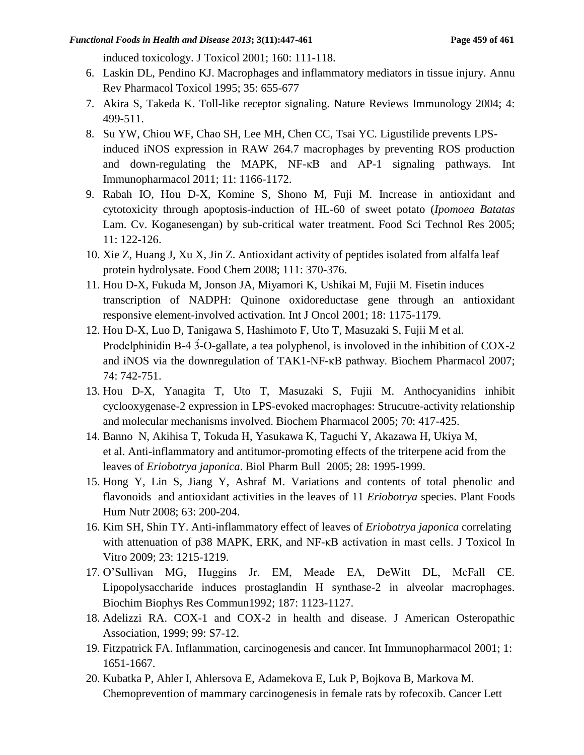induced toxicology. J Toxicol 2001; 160: 111-118.

6. Laskin DL, Pendino KJ. Macrophages and inflammatory mediators in tissue injury. Annu Rev Pharmacol Toxicol 1995; 35: 655-677
7. Akira S, Takeda K. Toll-like receptor signaling. Nature Reviews Immunology 2004; 4: 499-511.
8. Su YW, Chiou WF, Chao SH, Lee MH, Chen CC, Tsai YC. Ligustilide prevents LPS-induced iNOS expression in RAW 264.7 macrophages by preventing ROS production and down-regulating the MAPK, NF-κB and AP-1 signaling pathways. Int Immunopharmacol 2011; 11: 1166-1172.
9. Rabah IO, Hou D-X, Komine S, Shono M, Fuji M. Increase in antioxidant and cytotoxicity through apoptosis-induction of HL-60 of sweet potato (*Ipomoea Batatas* Lam. Cv. Koganesengan) by sub-critical water treatment. Food Sci Technol Res 2005; 11: 122-126.
10. Xie Z, Huang J, Xu X, Jin Z. Antioxidant activity of peptides isolated from alfalfa leaf protein hydrolysate. Food Chem 2008; 111: 370-376.
11. Hou D-X, Fukuda M, Jonson JA, Miyamori K, Ushikai M, Fujii M. Fisetin induces transcription of NADPH: Quinone oxidoreductase gene through an antioxidant responsive element-involved activation. Int J Oncol 2001; 18: 1175-1179.
12. Hou D-X, Luo D, Tanigawa S, Hashimoto F, Uto T, Masuzaki S, Fujii M et al. Prodelphinidin B-4 3́-O-gallate, a tea polyphenol, is involoved in the inhibition of COX-2 and iNOS via the downregulation of TAK1-NF-κB pathway. Biochem Pharmacol 2007; 74: 742-751.
13. Hou D-X, Yanagita T, Uto T, Masuzaki S, Fujii M. Anthocyanidins inhibit cyclooxygenase-2 expression in LPS-evoked macrophages: Strucutre-activity relationship and molecular mechanisms involved. Biochem Pharmacol 2005; 70: 417-425.
14. Banno N, Akihisa T, Tokuda H, Yasukawa K, Taguchi Y, Akazawa H, Ukiya M, et al. Anti-inflammatory and antitumor-promoting effects of the triterpene acid from the leaves of *Eriobotrya japonica*. Biol Pharm Bull 2005; 28: 1995-1999.
15. Hong Y, Lin S, Jiang Y, Ashraf M. Variations and contents of total phenolic and flavonoids and antioxidant activities in the leaves of 11 *Eriobotrya* species. Plant Foods Hum Nutr 2008; 63: 200-204.
16. Kim SH, Shin TY. Anti-inflammatory effect of leaves of *Eriobotrya japonica* correlating with attenuation of p38 MAPK, ERK, and NF-κB activation in mast cells. J Toxicol In Vitro 2009; 23: 1215-1219.
17. O'Sullivan MG, Huggins Jr. EM, Meade EA, DeWitt DL, McFall CE. Lipopolysaccharide induces prostaglandin H synthase-2 in alveolar macrophages. Biochim Biophys Res Commun1992; 187: 1123-1127.
18. Adelizzi RA. COX-1 and COX-2 in health and disease. J American Osteropathic Association, 1999; 99: S7-12.
19. Fitzpatrick FA. Inflammation, carcinogenesis and cancer. Int Immunopharmacol 2001; 1: 1651-1667.
20. Kubatka P, Ahler I, Ahlersova E, Adamekova E, Luk P, Bojkova B, Markova M. Chemoprevention of mammary carcinogenesis in female rats by rofecoxib. Cancer Lett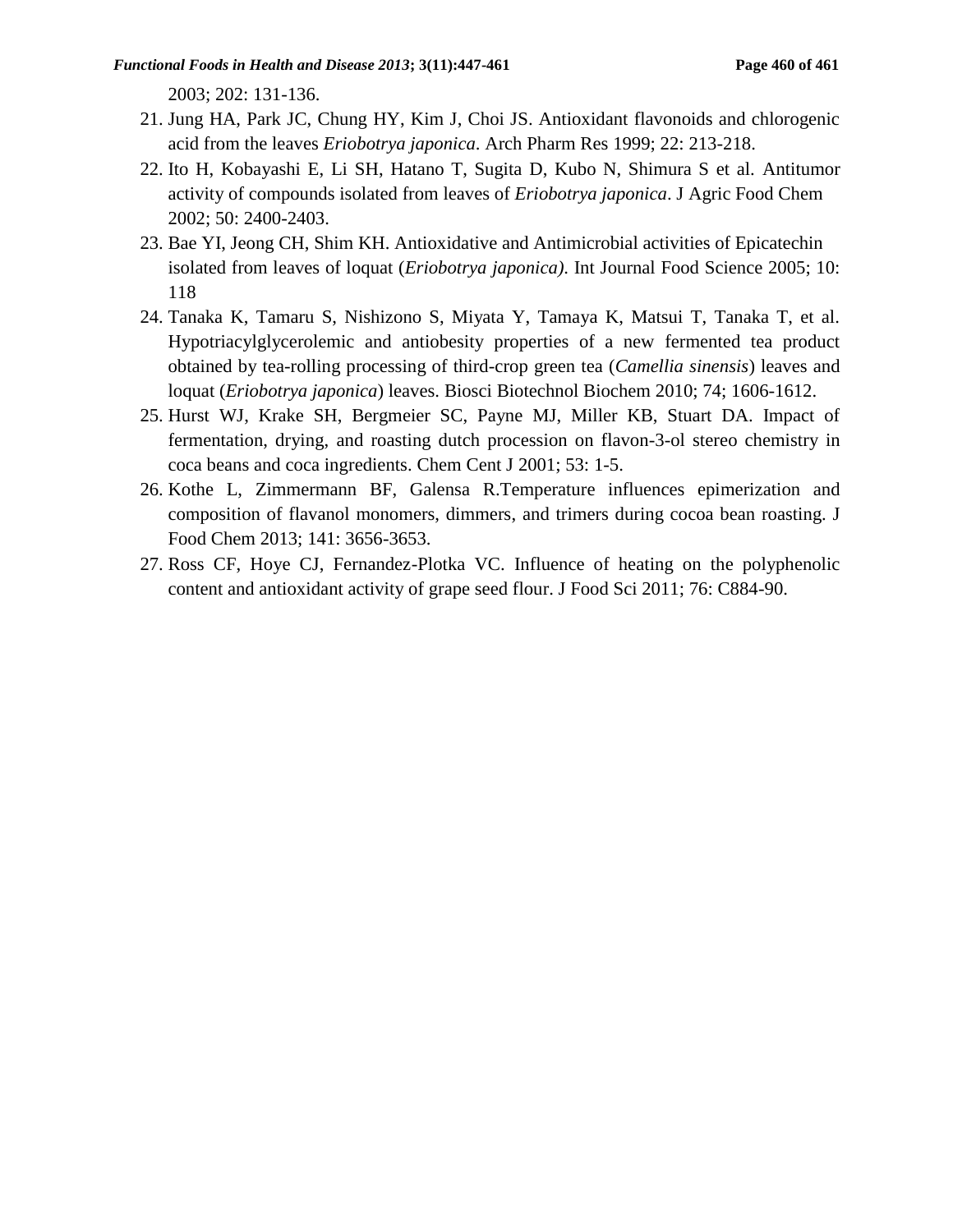2003; 202: 131-136.

21. Jung HA, Park JC, Chung HY, Kim J, Choi JS. Antioxidant flavonoids and chlorogenic acid from the leaves *Eriobotrya japonica*. Arch Pharm Res 1999; 22: 213-218.
22. Ito H, Kobayashi E, Li SH, Hatano T, Sugita D, Kubo N, Shimura S et al. Antitumor activity of compounds isolated from leaves of *Eriobotrya japonica*. J Agric Food Chem 2002; 50: 2400-2403.
23. Bae YI, Jeong CH, Shim KH. Antioxidative and Antimicrobial activities of Epicatechin isolated from leaves of loquat (*Eriobotrya japonica)*. Int Journal Food Science 2005; 10: 118
24. Tanaka K, Tamaru S, Nishizono S, Miyata Y, Tamaya K, Matsui T, Tanaka T, et al. Hypotriacylglycerolemic and antiobesity properties of a new fermented tea product obtained by tea-rolling processing of third-crop green tea (*Camellia sinensis*) leaves and loquat (*Eriobotrya japonica*) leaves. Biosci Biotechnol Biochem 2010; 74; 1606-1612.
25. Hurst WJ, Krake SH, Bergmeier SC, Payne MJ, Miller KB, Stuart DA. Impact of fermentation, drying, and roasting dutch procession on flavon-3-ol stereo chemistry in coca beans and coca ingredients. Chem Cent J 2001; 53: 1-5.
26. Kothe L, Zimmermann BF, Galensa R.Temperature influences epimerization and composition of flavanol monomers, dimmers, and trimers during cocoa bean roasting. J Food Chem 2013; 141: 3656-3653.
27. Ross CF, Hoye CJ, Fernandez-Plotka VC. Influence of heating on the polyphenolic content and antioxidant activity of grape seed flour. J Food Sci 2011; 76: C884-90.